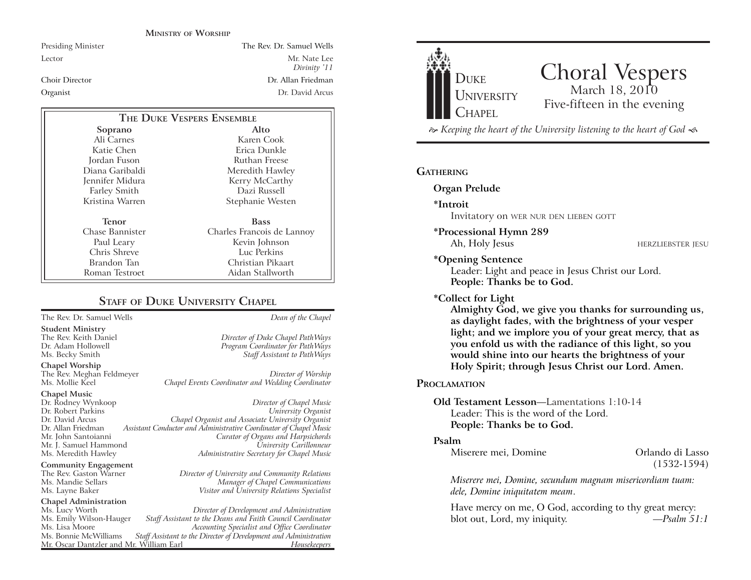## Ministry of Worship

| | |
|---|---|
| Presiding Minister | The Rev. Dr. Samuel Wells |
| Lector | Mr. Nate Lee *Divinity '11* |
| Choir Director | Dr. Allan Friedman |
| Organist | Dr. David Arcus |

### The Duke Vespers Ensemble

| Soprano | Alto |
|---|---|
| Ali Carnes | Karen Cook |
| Katie Chen | Erica Dunkle |
| Jordan Fuson | Ruthan Freese |
| Diana Garibaldi | Meredith Hawley |
| Jennifer Midura | Kerry McCarthy |
| Farley Smith | Dazi Russell |
| Kristina Warren | Stephanie Westen |

| Tenor | Bass |
|---|---|
| Chase Bannister | Charles Francois de Lannoy |
| Paul Leary | Kevin Johnson |
| Chris Shreve | Luc Perkins |
| Brandon Tan | Christian Pikaart |
| Roman Testroet | Aidan Stallworth |

## Staff of Duke University Chapel

The Rev. Dr. Samuel Wells — *Dean of the Chapel*

**Student Ministry**
The Rev. Keith Daniel — *Director of Duke Chapel PathWays*
Dr. Adam Hollowell — *Program Coordinator for PathWays*
Ms. Becky Smith — *Staff Assistant to PathWays*

**Chapel Worship**
The Rev. Meghan Feldmeyer — *Director of Worship*
Ms. Mollie Keel — *Chapel Events Coordinator and Wedding Coordinator*

**Chapel Music**
Dr. Rodney Wynkoop — *Director of Chapel Music*
Dr. Robert Parkins — *University Organist*
Dr. David Arcus — *Chapel Organist and Associate University Organist*
Dr. Allan Friedman — *Assistant Conductor and Administrative Coordinator of Chapel Music*
Mr. John Santoianni — *Curator of Organs and Harpsichords*
Mr. J. Samuel Hammond — *University Carillonneur*
Ms. Meredith Hawley — *Administrative Secretary for Chapel Music*

**Community Engagement**
The Rev. Gaston Warner — *Director of University and Community Relations*
Ms. Mandie Sellars — *Manager of Chapel Communications*
Ms. Layne Baker — *Visitor and University Relations Specialist*

**Chapel Administration**
Ms. Lucy Worth — *Director of Development and Administration*
Ms. Emily Wilson-Hauger — *Staff Assistant to the Deans and Faith Council Coordinator*
Ms. Lisa Moore — *Accounting Specialist and Office Coordinator*
Ms. Bonnie McWilliams — *Staff Assistant to the Director of Development and Administration*
Mr. Oscar Dantzler and Mr. William Earl — *Housekeepers*

---

Duke University Chapel

# Choral Vespers

March 18, 2010
Five-fifteen in the evening

*Keeping the heart of the University listening to the heart of God*

## Gathering

**Organ Prelude**

**\*Introit**
Invitatory on WER NUR DEN LIEBEN GOTT

**\*Processional Hymn 289**
Ah, Holy Jesus — HERZLIEBSTER JESU

**\*Opening Sentence**
Leader: Light and peace in Jesus Christ our Lord.
**People: Thanks be to God.**

**\*Collect for Light**
**Almighty God, we give you thanks for surrounding us, as daylight fades, with the brightness of your vesper light; and we implore you of your great mercy, that as you enfold us with the radiance of this light, so you would shine into our hearts the brightness of your Holy Spirit; through Jesus Christ our Lord. Amen.**

## Proclamation

**Old Testament Lesson**—Lamentations 1:10-14
Leader: This is the word of the Lord.
**People: Thanks be to God.**

**Psalm**
Miserere mei, Domine — Orlando di Lasso (1532-1594)

*Miserere mei, Domine, secundum magnam misericordiam tuam: dele, Domine iniquitatem meam.*

Have mercy on me, O God, according to thy great mercy:
blot out, Lord, my iniquity. —*Psalm 51:1*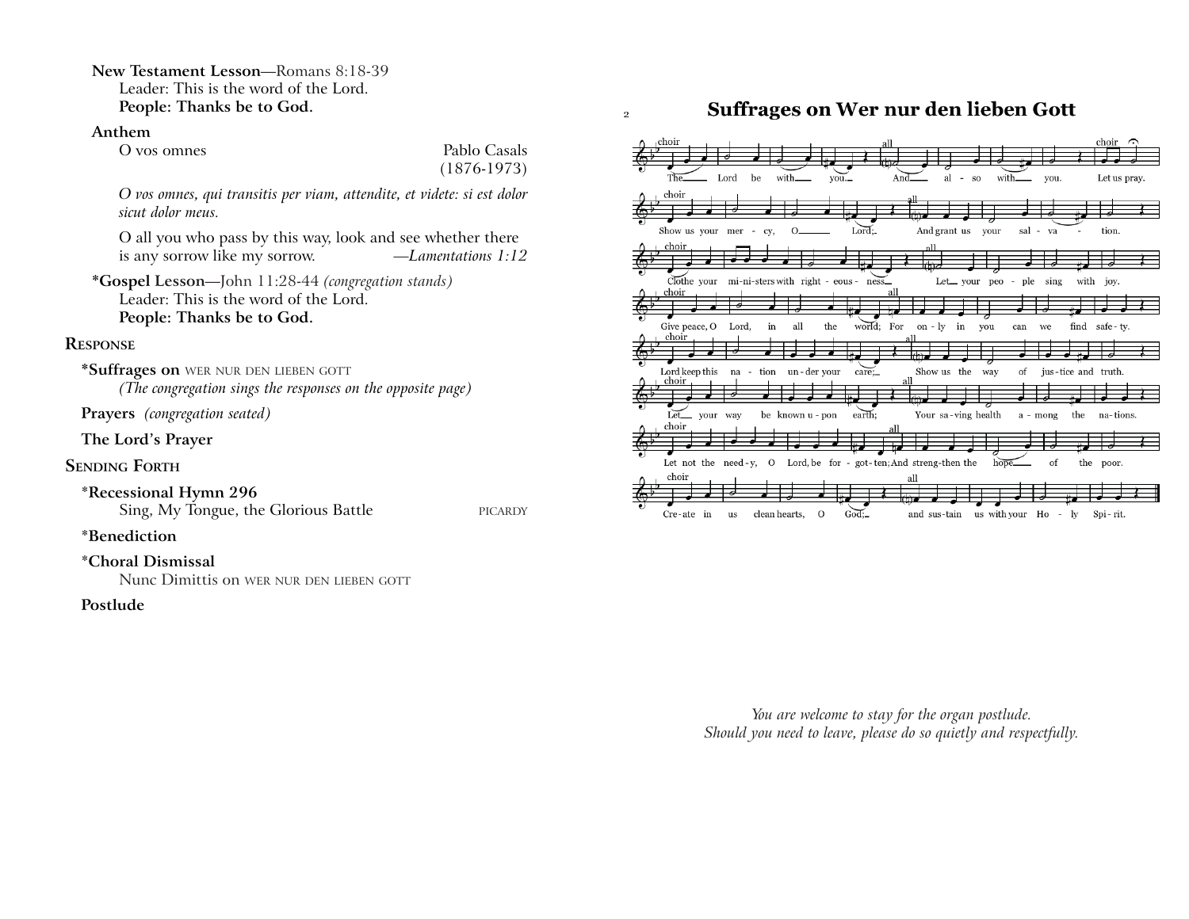**New Testament Lesson**—Romans 8:18-39
Leader: This is the word of the Lord.
**People: Thanks be to God.**

**Anthem**

O vos omnes — Pablo Casals (1876-1973)

*O vos omnes, qui transitis per viam, attendite, et videte: si est dolor sicut dolor meus.*

O all you who pass by this way, look and see whether there is any sorrow like my sorrow. —*Lamentations 1:12*

***Gospel Lesson**—John 11:28-44 *(congregation stands)*
Leader: This is the word of the Lord.
**People: Thanks be to God.**

## Response

***Suffrages on** WER NUR DEN LIEBEN GOTT
*(The congregation sings the responses on the opposite page)*

**Prayers** *(congregation seated)*

**The Lord's Prayer**

## Sending Forth

***Recessional Hymn 296**
Sing, My Tongue, the Glorious Battle — PICARDY

***Benediction**

***Choral Dismissal**
Nunc Dimittis on WER NUR DEN LIEBEN GOTT

**Postlude**

## Suffrages on Wer nur den lieben Gott

choir: The Lord be with you.
all: And also with you.
choir: Let us pray.

choir: Show us your mercy, O Lord;
all: And grant us your salvation.

choir: Clothe your ministers with righteousness.
all: Let your people sing with joy.

choir: Give peace, O Lord, in all the world;
all: For only in you can we find safety.

choir: Lord keep this nation under your care;
all: Show us the way of justice and truth.

choir: Let your way be known upon earth;
all: Your saving health among the nations.

choir: Let not the needy, O Lord, be forgotten;
all: And strengthen the hope of the poor.

choir: Create in us clean hearts, O God;
all: and sustain us with your Holy Spirit.

*You are welcome to stay for the organ postlude.*
*Should you need to leave, please do so quietly and respectfully.*